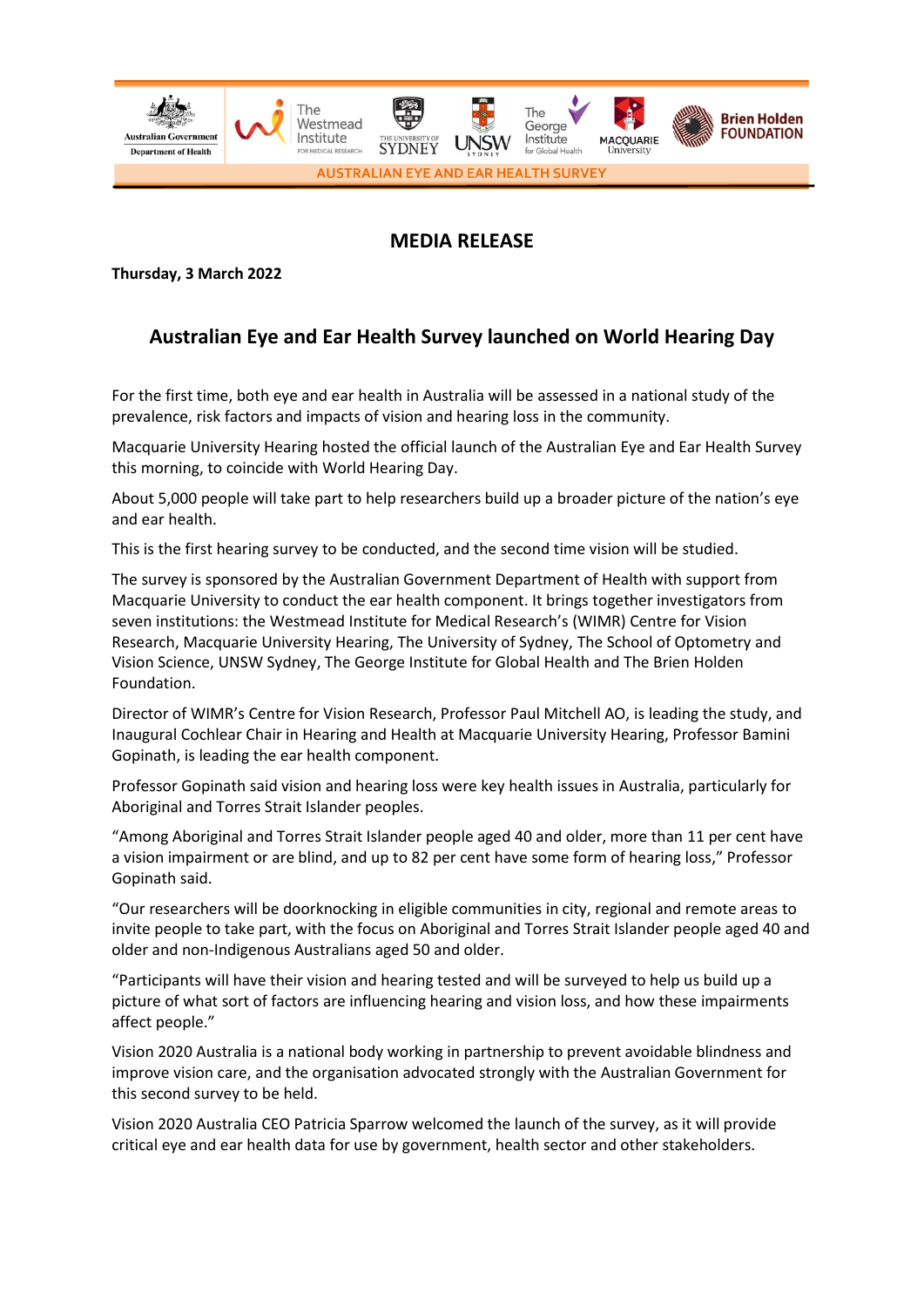AUSTRALIAN EYE AND EAR HEALTH SURVEY

# MEDIA RELEASE

**Thursday, 3 March 2022**

## Australian Eye and Ear Health Survey launched on World Hearing Day

For the first time, both eye and ear health in Australia will be assessed in a national study of the prevalence, risk factors and impacts of vision and hearing loss in the community.

Macquarie University Hearing hosted the official launch of the Australian Eye and Ear Health Survey this morning, to coincide with World Hearing Day.

About 5,000 people will take part to help researchers build up a broader picture of the nation's eye and ear health.

This is the first hearing survey to be conducted, and the second time vision will be studied.

The survey is sponsored by the Australian Government Department of Health with support from Macquarie University to conduct the ear health component. It brings together investigators from seven institutions: the Westmead Institute for Medical Research's (WIMR) Centre for Vision Research, Macquarie University Hearing, The University of Sydney, The School of Optometry and Vision Science, UNSW Sydney, The George Institute for Global Health and The Brien Holden Foundation.

Director of WIMR's Centre for Vision Research, Professor Paul Mitchell AO, is leading the study, and Inaugural Cochlear Chair in Hearing and Health at Macquarie University Hearing, Professor Bamini Gopinath, is leading the ear health component.

Professor Gopinath said vision and hearing loss were key health issues in Australia, particularly for Aboriginal and Torres Strait Islander peoples.

"Among Aboriginal and Torres Strait Islander people aged 40 and older, more than 11 per cent have a vision impairment or are blind, and up to 82 per cent have some form of hearing loss," Professor Gopinath said.

"Our researchers will be doorknocking in eligible communities in city, regional and remote areas to invite people to take part, with the focus on Aboriginal and Torres Strait Islander people aged 40 and older and non-Indigenous Australians aged 50 and older.

"Participants will have their vision and hearing tested and will be surveyed to help us build up a picture of what sort of factors are influencing hearing and vision loss, and how these impairments affect people."

Vision 2020 Australia is a national body working in partnership to prevent avoidable blindness and improve vision care, and the organisation advocated strongly with the Australian Government for this second survey to be held.

Vision 2020 Australia CEO Patricia Sparrow welcomed the launch of the survey, as it will provide critical eye and ear health data for use by government, health sector and other stakeholders.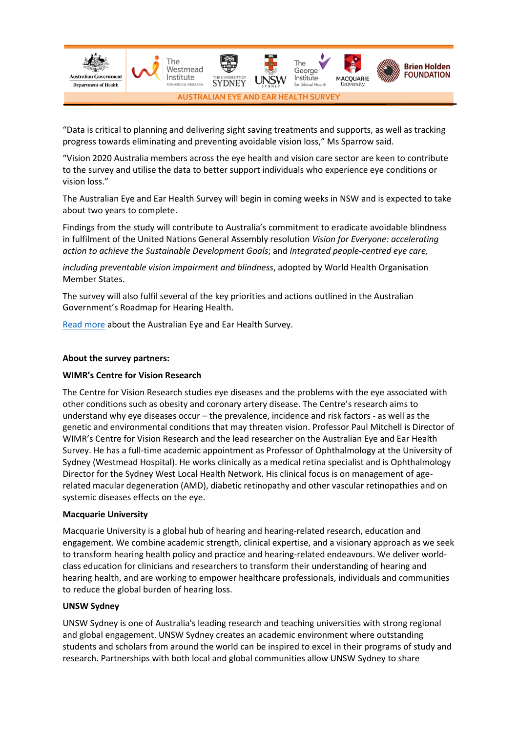"Data is critical to planning and delivering sight saving treatments and supports, as well as tracking progress towards eliminating and preventing avoidable vision loss," Ms Sparrow said.

"Vision 2020 Australia members across the eye health and vision care sector are keen to contribute to the survey and utilise the data to better support individuals who experience eye conditions or vision loss."

The Australian Eye and Ear Health Survey will begin in coming weeks in NSW and is expected to take about two years to complete.

Findings from the study will contribute to Australia's commitment to eradicate avoidable blindness in fulfilment of the United Nations General Assembly resolution *Vision for Everyone: accelerating action to achieve the Sustainable Development Goals*; and *Integrated people-centred eye care, including preventable vision impairment and blindness*, adopted by World Health Organisation Member States.

The survey will also fulfil several of the key priorities and actions outlined in the Australian Government's Roadmap for Hearing Health.

Read more about the Australian Eye and Ear Health Survey.

**About the survey partners:**

**WIMR's Centre for Vision Research**

The Centre for Vision Research studies eye diseases and the problems with the eye associated with other conditions such as obesity and coronary artery disease. The Centre's research aims to understand why eye diseases occur – the prevalence, incidence and risk factors - as well as the genetic and environmental conditions that may threaten vision. Professor Paul Mitchell is Director of WIMR's Centre for Vision Research and the lead researcher on the Australian Eye and Ear Health Survey. He has a full-time academic appointment as Professor of Ophthalmology at the University of Sydney (Westmead Hospital). He works clinically as a medical retina specialist and is Ophthalmology Director for the Sydney West Local Health Network. His clinical focus is on management of age-related macular degeneration (AMD), diabetic retinopathy and other vascular retinopathies and on systemic diseases effects on the eye.

**Macquarie University**

Macquarie University is a global hub of hearing and hearing-related research, education and engagement. We combine academic strength, clinical expertise, and a visionary approach as we seek to transform hearing health policy and practice and hearing-related endeavours. We deliver world-class education for clinicians and researchers to transform their understanding of hearing and hearing health, and are working to empower healthcare professionals, individuals and communities to reduce the global burden of hearing loss.

**UNSW Sydney**

UNSW Sydney is one of Australia's leading research and teaching universities with strong regional and global engagement. UNSW Sydney creates an academic environment where outstanding students and scholars from around the world can be inspired to excel in their programs of study and research. Partnerships with both local and global communities allow UNSW Sydney to share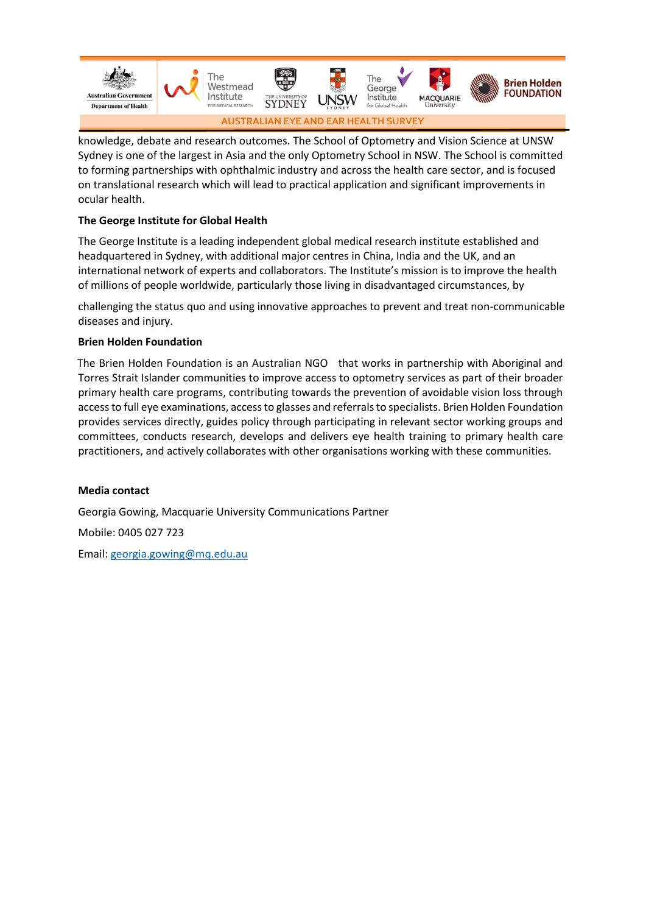knowledge, debate and research outcomes. The School of Optometry and Vision Science at UNSW Sydney is one of the largest in Asia and the only Optometry School in NSW. The School is committed to forming partnerships with ophthalmic industry and across the health care sector, and is focused on translational research which will lead to practical application and significant improvements in ocular health.

**The George Institute for Global Health**

The George Institute is a leading independent global medical research institute established and headquartered in Sydney, with additional major centres in China, India and the UK, and an international network of experts and collaborators. The Institute's mission is to improve the health of millions of people worldwide, particularly those living in disadvantaged circumstances, by

challenging the status quo and using innovative approaches to prevent and treat non-communicable diseases and injury.

**Brien Holden Foundation**

The Brien Holden Foundation is an Australian NGO that works in partnership with Aboriginal and Torres Strait Islander communities to improve access to optometry services as part of their broader primary health care programs, contributing towards the prevention of avoidable vision loss through access to full eye examinations, access to glasses and referrals to specialists. Brien Holden Foundation provides services directly, guides policy through participating in relevant sector working groups and committees, conducts research, develops and delivers eye health training to primary health care practitioners, and actively collaborates with other organisations working with these communities.

**Media contact**

Georgia Gowing, Macquarie University Communications Partner

Mobile: 0405 027 723

Email: georgia.gowing@mq.edu.au